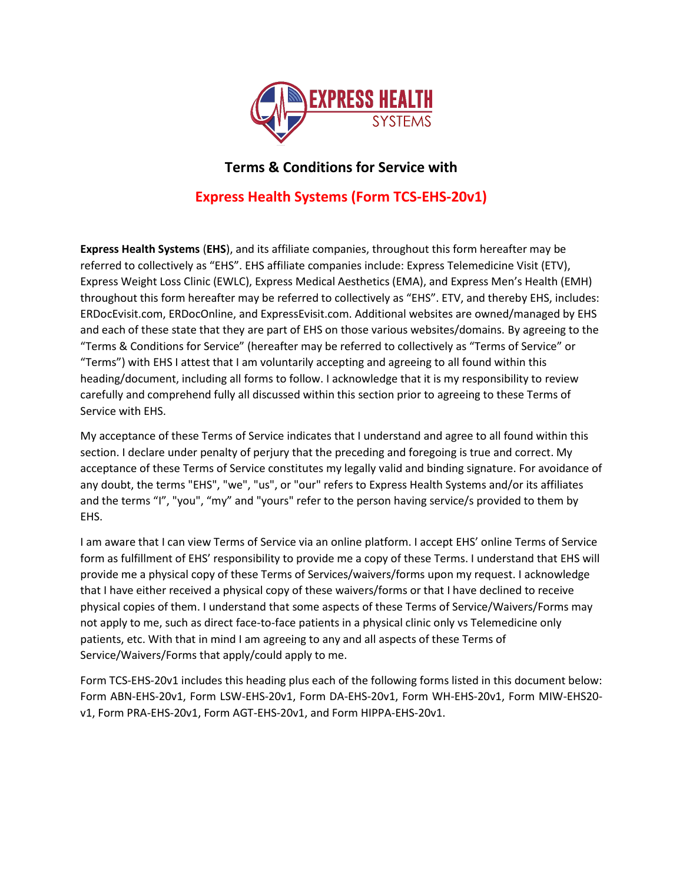# Terms & Conditions for Service with

## Express Health Systems (Form TCS-EHS-20v1)

**Express Health Systems** (**EHS**), and its affiliate companies, throughout this form hereafter may be referred to collectively as "EHS". EHS affiliate companies include: Express Telemedicine Visit (ETV), Express Weight Loss Clinic (EWLC), Express Medical Aesthetics (EMA), and Express Men's Health (EMH) throughout this form hereafter may be referred to collectively as "EHS". ETV, and thereby EHS, includes: ERDocEvisit.com, ERDocOnline, and ExpressEvisit.com. Additional websites are owned/managed by EHS and each of these state that they are part of EHS on those various websites/domains. By agreeing to the "Terms & Conditions for Service" (hereafter may be referred to collectively as "Terms of Service" or "Terms") with EHS I attest that I am voluntarily accepting and agreeing to all found within this heading/document, including all forms to follow. I acknowledge that it is my responsibility to review carefully and comprehend fully all discussed within this section prior to agreeing to these Terms of Service with EHS.

My acceptance of these Terms of Service indicates that I understand and agree to all found within this section. I declare under penalty of perjury that the preceding and foregoing is true and correct. My acceptance of these Terms of Service constitutes my legally valid and binding signature. For avoidance of any doubt, the terms "EHS", "we", "us", or "our" refers to Express Health Systems and/or its affiliates and the terms "I", "you", "my" and "yours" refer to the person having service/s provided to them by EHS.

I am aware that I can view Terms of Service via an online platform. I accept EHS' online Terms of Service form as fulfillment of EHS' responsibility to provide me a copy of these Terms. I understand that EHS will provide me a physical copy of these Terms of Services/waivers/forms upon my request. I acknowledge that I have either received a physical copy of these waivers/forms or that I have declined to receive physical copies of them. I understand that some aspects of these Terms of Service/Waivers/Forms may not apply to me, such as direct face-to-face patients in a physical clinic only vs Telemedicine only patients, etc. With that in mind I am agreeing to any and all aspects of these Terms of Service/Waivers/Forms that apply/could apply to me.

Form TCS-EHS-20v1 includes this heading plus each of the following forms listed in this document below: Form ABN-EHS-20v1, Form LSW-EHS-20v1, Form DA-EHS-20v1, Form WH-EHS-20v1, Form MIW-EHS20-v1, Form PRA-EHS-20v1, Form AGT-EHS-20v1, and Form HIPPA-EHS-20v1.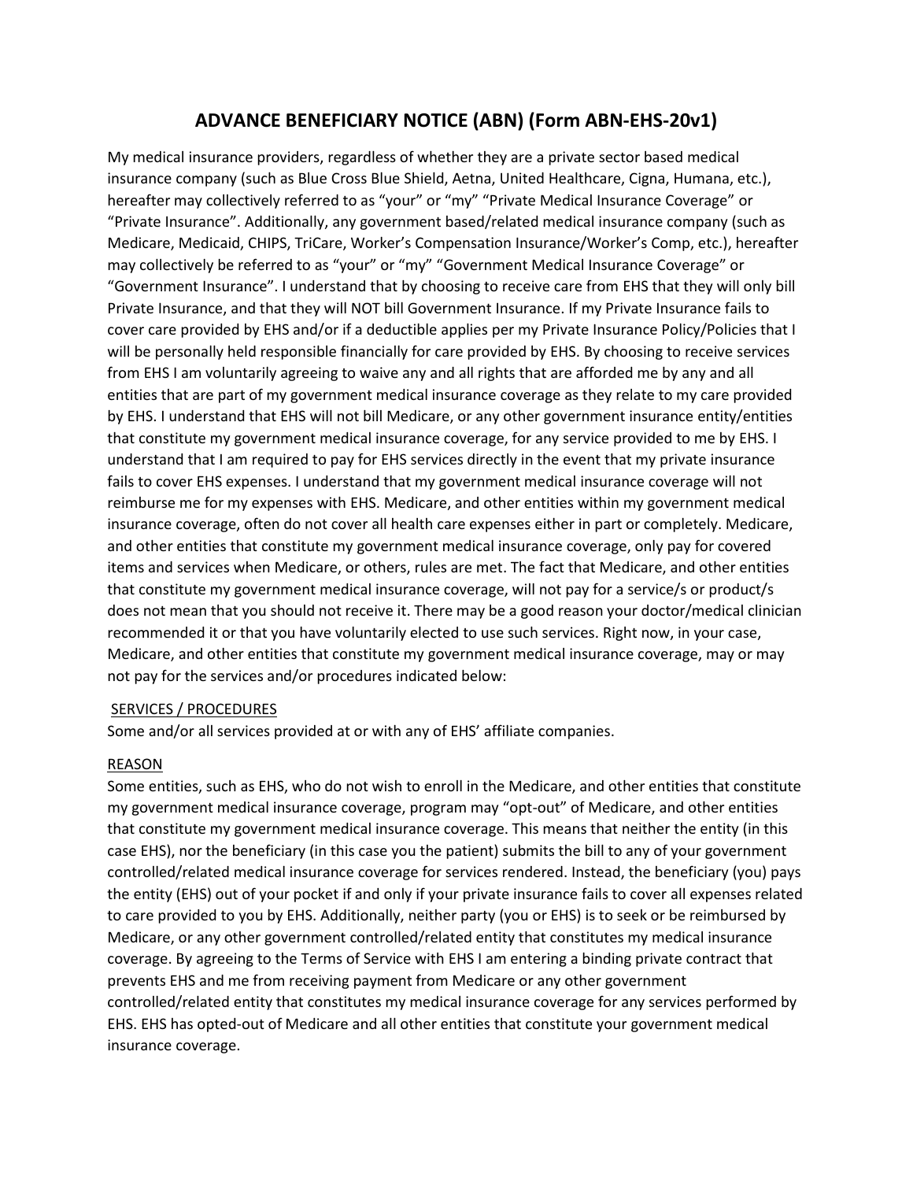# ADVANCE BENEFICIARY NOTICE (ABN) (Form ABN-EHS-20v1)

My medical insurance providers, regardless of whether they are a private sector based medical insurance company (such as Blue Cross Blue Shield, Aetna, United Healthcare, Cigna, Humana, etc.), hereafter may collectively referred to as "your" or "my" "Private Medical Insurance Coverage" or "Private Insurance". Additionally, any government based/related medical insurance company (such as Medicare, Medicaid, CHIPS, TriCare, Worker's Compensation Insurance/Worker's Comp, etc.), hereafter may collectively be referred to as "your" or "my" "Government Medical Insurance Coverage" or "Government Insurance". I understand that by choosing to receive care from EHS that they will only bill Private Insurance, and that they will NOT bill Government Insurance. If my Private Insurance fails to cover care provided by EHS and/or if a deductible applies per my Private Insurance Policy/Policies that I will be personally held responsible financially for care provided by EHS. By choosing to receive services from EHS I am voluntarily agreeing to waive any and all rights that are afforded me by any and all entities that are part of my government medical insurance coverage as they relate to my care provided by EHS. I understand that EHS will not bill Medicare, or any other government insurance entity/entities that constitute my government medical insurance coverage, for any service provided to me by EHS. I understand that I am required to pay for EHS services directly in the event that my private insurance fails to cover EHS expenses. I understand that my government medical insurance coverage will not reimburse me for my expenses with EHS. Medicare, and other entities within my government medical insurance coverage, often do not cover all health care expenses either in part or completely. Medicare, and other entities that constitute my government medical insurance coverage, only pay for covered items and services when Medicare, or others, rules are met. The fact that Medicare, and other entities that constitute my government medical insurance coverage, will not pay for a service/s or product/s does not mean that you should not receive it. There may be a good reason your doctor/medical clinician recommended it or that you have voluntarily elected to use such services. Right now, in your case, Medicare, and other entities that constitute my government medical insurance coverage, may or may not pay for the services and/or procedures indicated below:

SERVICES / PROCEDURES

Some and/or all services provided at or with any of EHS' affiliate companies.

REASON

Some entities, such as EHS, who do not wish to enroll in the Medicare, and other entities that constitute my government medical insurance coverage, program may "opt-out" of Medicare, and other entities that constitute my government medical insurance coverage. This means that neither the entity (in this case EHS), nor the beneficiary (in this case you the patient) submits the bill to any of your government controlled/related medical insurance coverage for services rendered. Instead, the beneficiary (you) pays the entity (EHS) out of your pocket if and only if your private insurance fails to cover all expenses related to care provided to you by EHS. Additionally, neither party (you or EHS) is to seek or be reimbursed by Medicare, or any other government controlled/related entity that constitutes my medical insurance coverage. By agreeing to the Terms of Service with EHS I am entering a binding private contract that prevents EHS and me from receiving payment from Medicare or any other government controlled/related entity that constitutes my medical insurance coverage for any services performed by EHS. EHS has opted-out of Medicare and all other entities that constitute your government medical insurance coverage.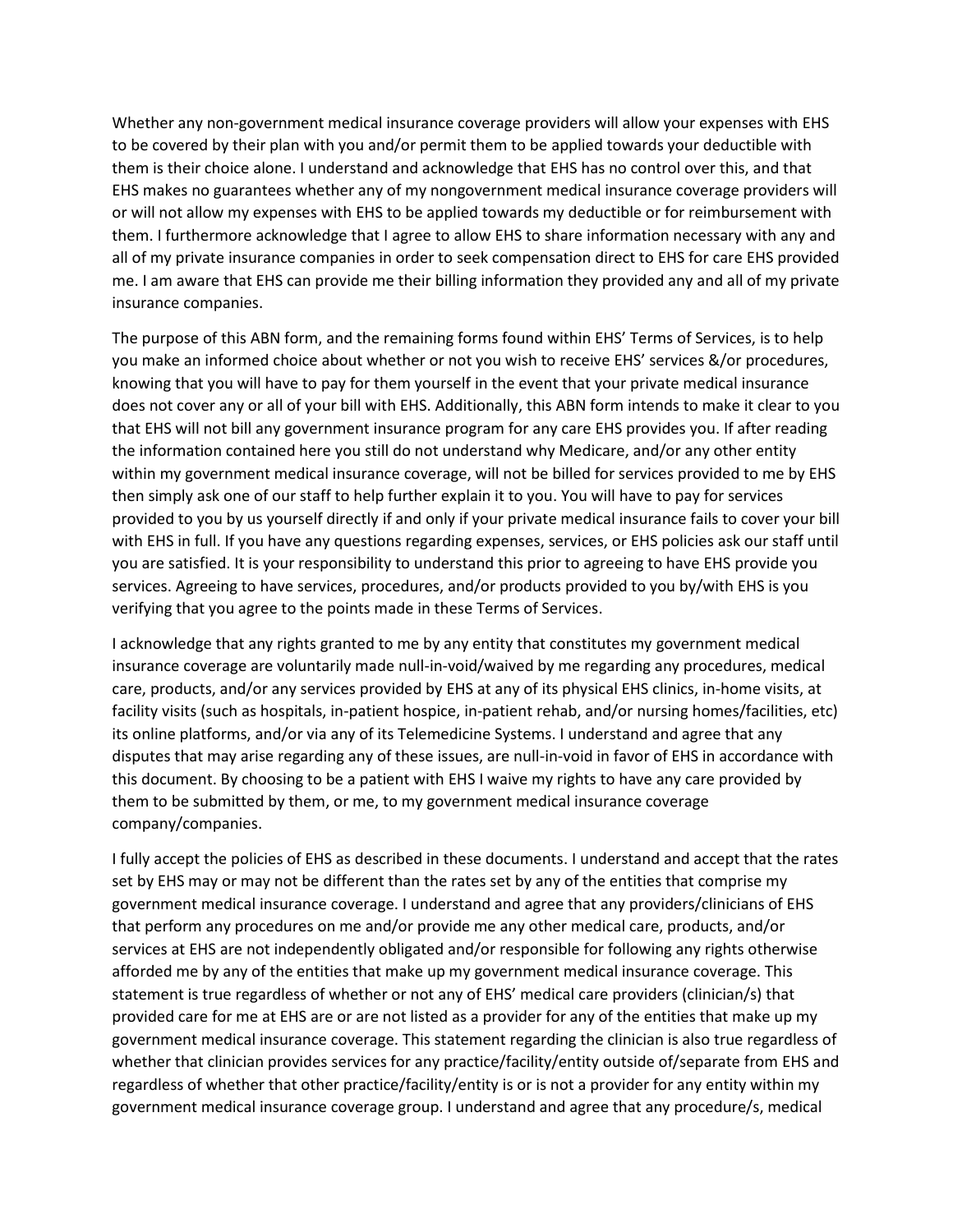Whether any non-government medical insurance coverage providers will allow your expenses with EHS to be covered by their plan with you and/or permit them to be applied towards your deductible with them is their choice alone. I understand and acknowledge that EHS has no control over this, and that EHS makes no guarantees whether any of my nongovernment medical insurance coverage providers will or will not allow my expenses with EHS to be applied towards my deductible or for reimbursement with them. I furthermore acknowledge that I agree to allow EHS to share information necessary with any and all of my private insurance companies in order to seek compensation direct to EHS for care EHS provided me. I am aware that EHS can provide me their billing information they provided any and all of my private insurance companies.

The purpose of this ABN form, and the remaining forms found within EHS' Terms of Services, is to help you make an informed choice about whether or not you wish to receive EHS' services &/or procedures, knowing that you will have to pay for them yourself in the event that your private medical insurance does not cover any or all of your bill with EHS. Additionally, this ABN form intends to make it clear to you that EHS will not bill any government insurance program for any care EHS provides you. If after reading the information contained here you still do not understand why Medicare, and/or any other entity within my government medical insurance coverage, will not be billed for services provided to me by EHS then simply ask one of our staff to help further explain it to you. You will have to pay for services provided to you by us yourself directly if and only if your private medical insurance fails to cover your bill with EHS in full. If you have any questions regarding expenses, services, or EHS policies ask our staff until you are satisfied. It is your responsibility to understand this prior to agreeing to have EHS provide you services. Agreeing to have services, procedures, and/or products provided to you by/with EHS is you verifying that you agree to the points made in these Terms of Services.

I acknowledge that any rights granted to me by any entity that constitutes my government medical insurance coverage are voluntarily made null-in-void/waived by me regarding any procedures, medical care, products, and/or any services provided by EHS at any of its physical EHS clinics, in-home visits, at facility visits (such as hospitals, in-patient hospice, in-patient rehab, and/or nursing homes/facilities, etc) its online platforms, and/or via any of its Telemedicine Systems. I understand and agree that any disputes that may arise regarding any of these issues, are null-in-void in favor of EHS in accordance with this document. By choosing to be a patient with EHS I waive my rights to have any care provided by them to be submitted by them, or me, to my government medical insurance coverage company/companies.

I fully accept the policies of EHS as described in these documents. I understand and accept that the rates set by EHS may or may not be different than the rates set by any of the entities that comprise my government medical insurance coverage. I understand and agree that any providers/clinicians of EHS that perform any procedures on me and/or provide me any other medical care, products, and/or services at EHS are not independently obligated and/or responsible for following any rights otherwise afforded me by any of the entities that make up my government medical insurance coverage. This statement is true regardless of whether or not any of EHS' medical care providers (clinician/s) that provided care for me at EHS are or are not listed as a provider for any of the entities that make up my government medical insurance coverage. This statement regarding the clinician is also true regardless of whether that clinician provides services for any practice/facility/entity outside of/separate from EHS and regardless of whether that other practice/facility/entity is or is not a provider for any entity within my government medical insurance coverage group. I understand and agree that any procedure/s, medical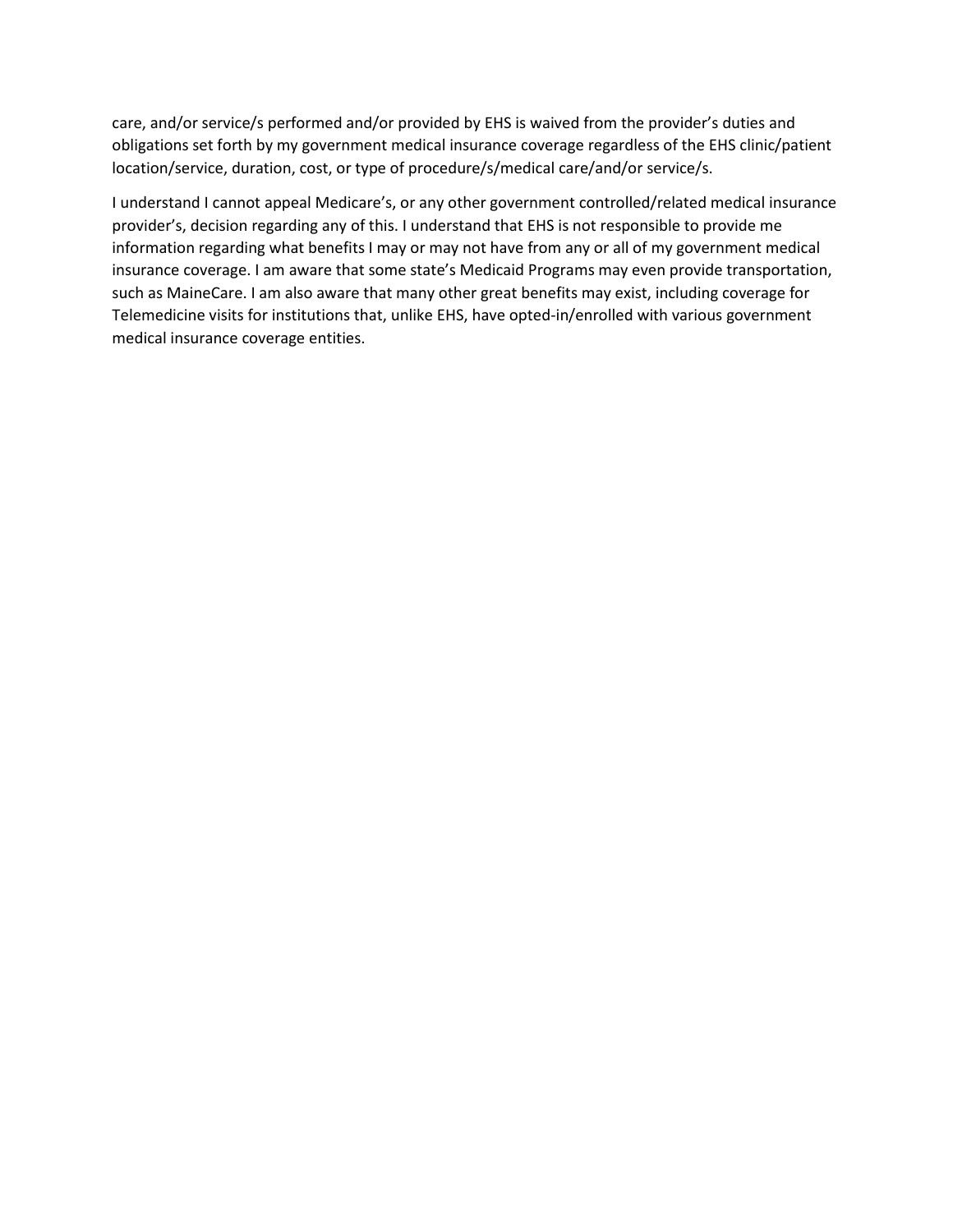care, and/or service/s performed and/or provided by EHS is waived from the provider's duties and obligations set forth by my government medical insurance coverage regardless of the EHS clinic/patient location/service, duration, cost, or type of procedure/s/medical care/and/or service/s.

I understand I cannot appeal Medicare's, or any other government controlled/related medical insurance provider's, decision regarding any of this. I understand that EHS is not responsible to provide me information regarding what benefits I may or may not have from any or all of my government medical insurance coverage. I am aware that some state's Medicaid Programs may even provide transportation, such as MaineCare. I am also aware that many other great benefits may exist, including coverage for Telemedicine visits for institutions that, unlike EHS, have opted-in/enrolled with various government medical insurance coverage entities.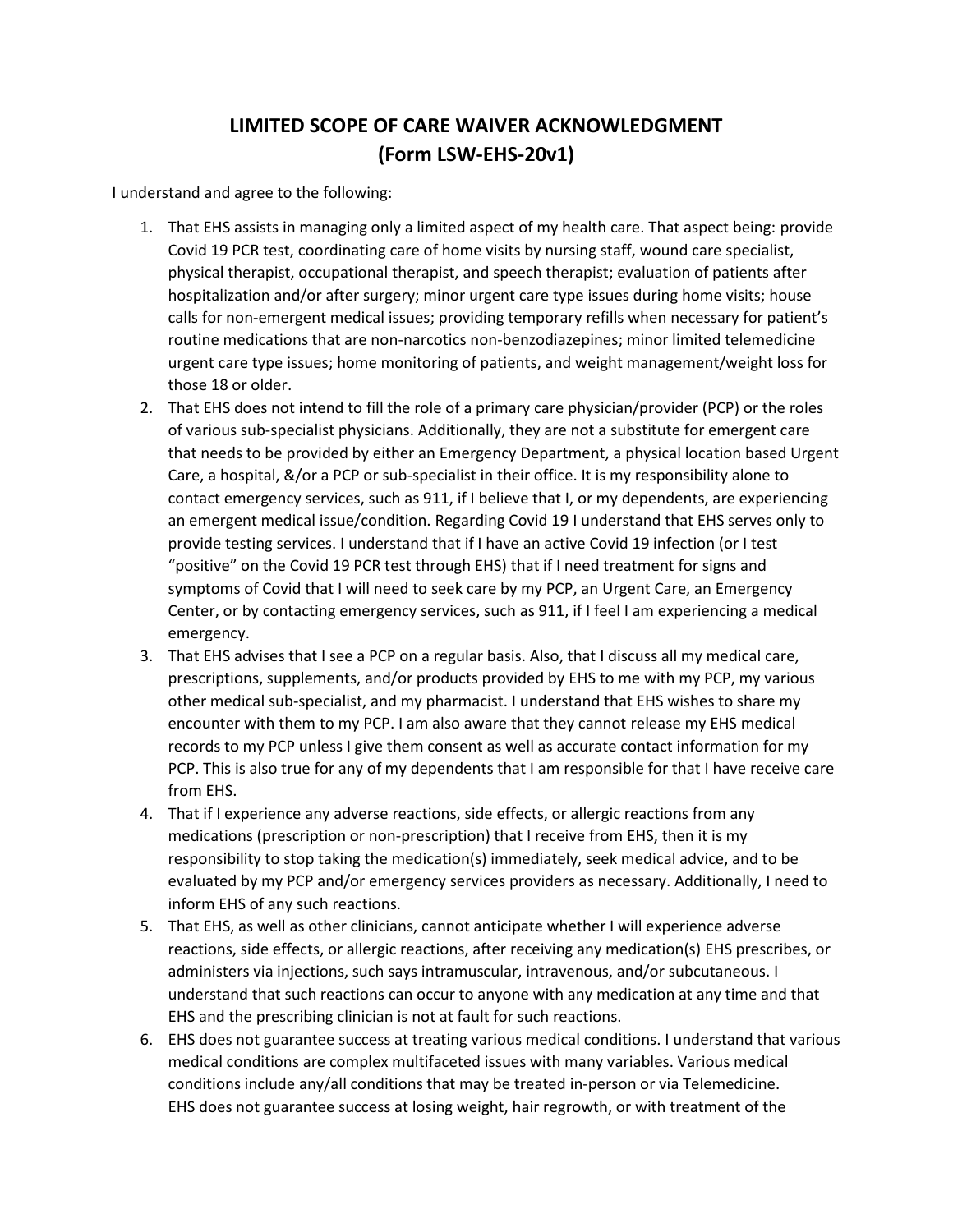# LIMITED SCOPE OF CARE WAIVER ACKNOWLEDGMENT
# (Form LSW-EHS-20v1)

I understand and agree to the following:

1. That EHS assists in managing only a limited aspect of my health care. That aspect being: provide Covid 19 PCR test, coordinating care of home visits by nursing staff, wound care specialist, physical therapist, occupational therapist, and speech therapist; evaluation of patients after hospitalization and/or after surgery; minor urgent care type issues during home visits; house calls for non-emergent medical issues; providing temporary refills when necessary for patient's routine medications that are non-narcotics non-benzodiazepines; minor limited telemedicine urgent care type issues; home monitoring of patients, and weight management/weight loss for those 18 or older.
2. That EHS does not intend to fill the role of a primary care physician/provider (PCP) or the roles of various sub-specialist physicians. Additionally, they are not a substitute for emergent care that needs to be provided by either an Emergency Department, a physical location based Urgent Care, a hospital, &/or a PCP or sub-specialist in their office. It is my responsibility alone to contact emergency services, such as 911, if I believe that I, or my dependents, are experiencing an emergent medical issue/condition. Regarding Covid 19 I understand that EHS serves only to provide testing services. I understand that if I have an active Covid 19 infection (or I test "positive" on the Covid 19 PCR test through EHS) that if I need treatment for signs and symptoms of Covid that I will need to seek care by my PCP, an Urgent Care, an Emergency Center, or by contacting emergency services, such as 911, if I feel I am experiencing a medical emergency.
3. That EHS advises that I see a PCP on a regular basis. Also, that I discuss all my medical care, prescriptions, supplements, and/or products provided by EHS to me with my PCP, my various other medical sub-specialist, and my pharmacist. I understand that EHS wishes to share my encounter with them to my PCP. I am also aware that they cannot release my EHS medical records to my PCP unless I give them consent as well as accurate contact information for my PCP. This is also true for any of my dependents that I am responsible for that I have receive care from EHS.
4. That if I experience any adverse reactions, side effects, or allergic reactions from any medications (prescription or non-prescription) that I receive from EHS, then it is my responsibility to stop taking the medication(s) immediately, seek medical advice, and to be evaluated by my PCP and/or emergency services providers as necessary. Additionally, I need to inform EHS of any such reactions.
5. That EHS, as well as other clinicians, cannot anticipate whether I will experience adverse reactions, side effects, or allergic reactions, after receiving any medication(s) EHS prescribes, or administers via injections, such says intramuscular, intravenous, and/or subcutaneous. I understand that such reactions can occur to anyone with any medication at any time and that EHS and the prescribing clinician is not at fault for such reactions.
6. EHS does not guarantee success at treating various medical conditions. I understand that various medical conditions are complex multifaceted issues with many variables. Various medical conditions include any/all conditions that may be treated in-person or via Telemedicine. EHS does not guarantee success at losing weight, hair regrowth, or with treatment of the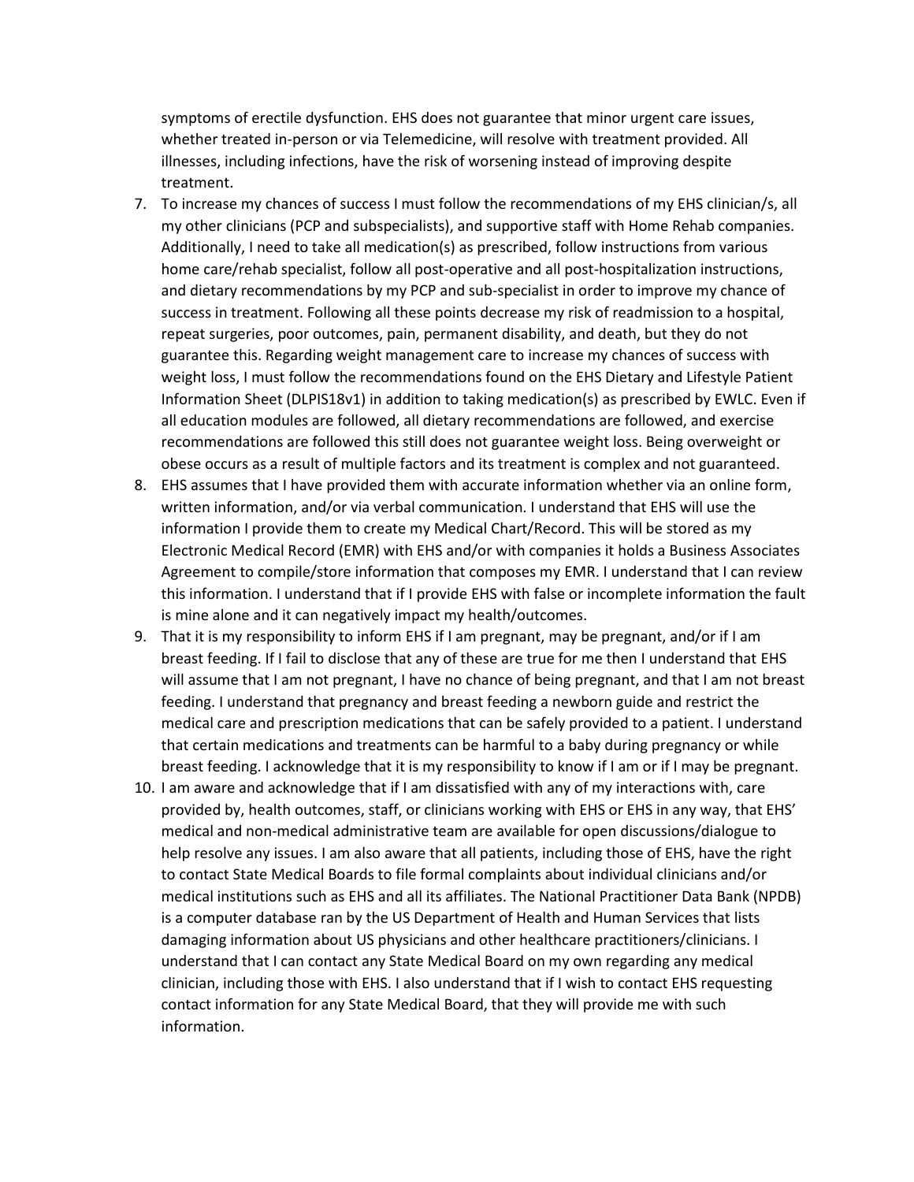symptoms of erectile dysfunction. EHS does not guarantee that minor urgent care issues, whether treated in-person or via Telemedicine, will resolve with treatment provided. All illnesses, including infections, have the risk of worsening instead of improving despite treatment.

7. To increase my chances of success I must follow the recommendations of my EHS clinician/s, all my other clinicians (PCP and subspecialists), and supportive staff with Home Rehab companies. Additionally, I need to take all medication(s) as prescribed, follow instructions from various home care/rehab specialist, follow all post-operative and all post-hospitalization instructions, and dietary recommendations by my PCP and sub-specialist in order to improve my chance of success in treatment. Following all these points decrease my risk of readmission to a hospital, repeat surgeries, poor outcomes, pain, permanent disability, and death, but they do not guarantee this. Regarding weight management care to increase my chances of success with weight loss, I must follow the recommendations found on the EHS Dietary and Lifestyle Patient Information Sheet (DLPIS18v1) in addition to taking medication(s) as prescribed by EWLC. Even if all education modules are followed, all dietary recommendations are followed, and exercise recommendations are followed this still does not guarantee weight loss. Being overweight or obese occurs as a result of multiple factors and its treatment is complex and not guaranteed.
8. EHS assumes that I have provided them with accurate information whether via an online form, written information, and/or via verbal communication. I understand that EHS will use the information I provide them to create my Medical Chart/Record. This will be stored as my Electronic Medical Record (EMR) with EHS and/or with companies it holds a Business Associates Agreement to compile/store information that composes my EMR. I understand that I can review this information. I understand that if I provide EHS with false or incomplete information the fault is mine alone and it can negatively impact my health/outcomes.
9. That it is my responsibility to inform EHS if I am pregnant, may be pregnant, and/or if I am breast feeding. If I fail to disclose that any of these are true for me then I understand that EHS will assume that I am not pregnant, I have no chance of being pregnant, and that I am not breast feeding. I understand that pregnancy and breast feeding a newborn guide and restrict the medical care and prescription medications that can be safely provided to a patient. I understand that certain medications and treatments can be harmful to a baby during pregnancy or while breast feeding. I acknowledge that it is my responsibility to know if I am or if I may be pregnant.
10. I am aware and acknowledge that if I am dissatisfied with any of my interactions with, care provided by, health outcomes, staff, or clinicians working with EHS or EHS in any way, that EHS' medical and non-medical administrative team are available for open discussions/dialogue to help resolve any issues. I am also aware that all patients, including those of EHS, have the right to contact State Medical Boards to file formal complaints about individual clinicians and/or medical institutions such as EHS and all its affiliates. The National Practitioner Data Bank (NPDB) is a computer database ran by the US Department of Health and Human Services that lists damaging information about US physicians and other healthcare practitioners/clinicians. I understand that I can contact any State Medical Board on my own regarding any medical clinician, including those with EHS. I also understand that if I wish to contact EHS requesting contact information for any State Medical Board, that they will provide me with such information.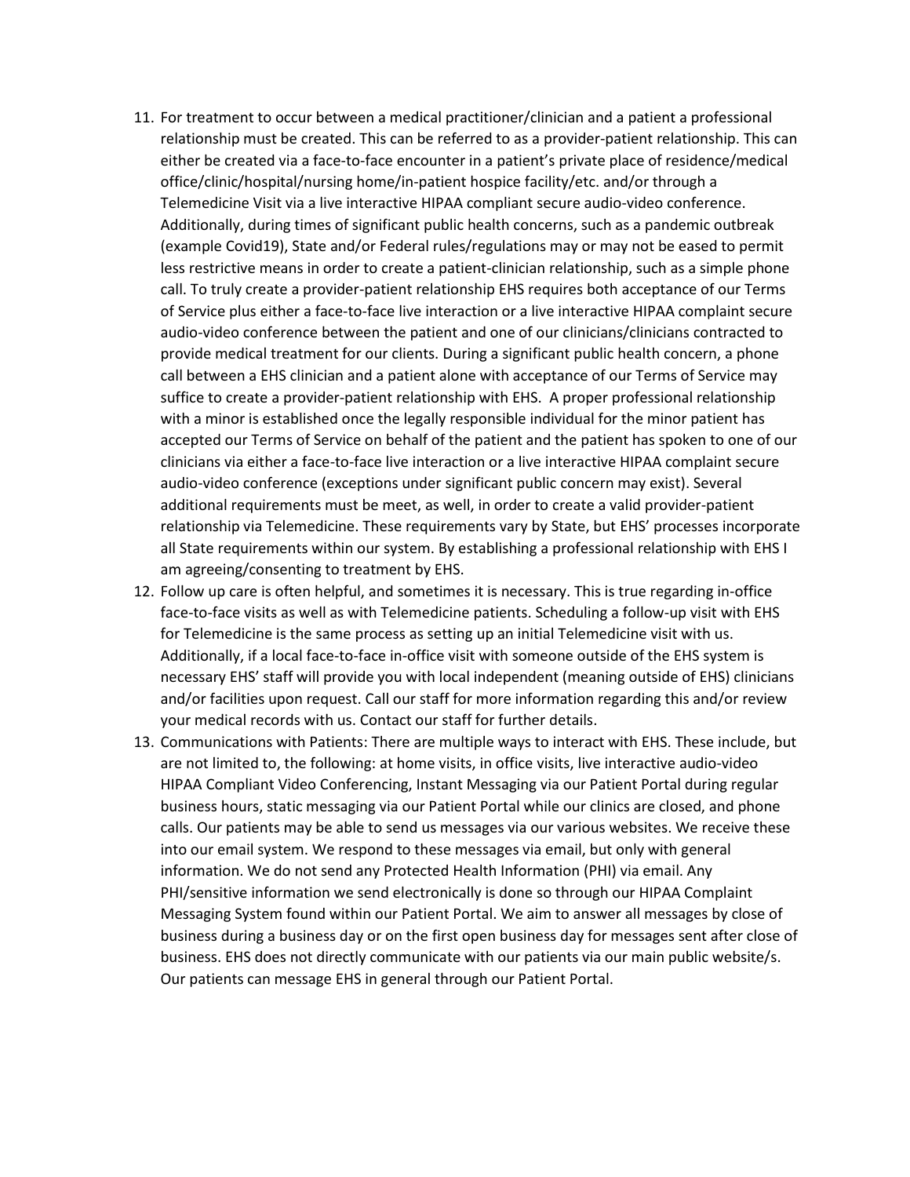11. For treatment to occur between a medical practitioner/clinician and a patient a professional relationship must be created. This can be referred to as a provider-patient relationship. This can either be created via a face-to-face encounter in a patient's private place of residence/medical office/clinic/hospital/nursing home/in-patient hospice facility/etc. and/or through a Telemedicine Visit via a live interactive HIPAA compliant secure audio-video conference. Additionally, during times of significant public health concerns, such as a pandemic outbreak (example Covid19), State and/or Federal rules/regulations may or may not be eased to permit less restrictive means in order to create a patient-clinician relationship, such as a simple phone call. To truly create a provider-patient relationship EHS requires both acceptance of our Terms of Service plus either a face-to-face live interaction or a live interactive HIPAA complaint secure audio-video conference between the patient and one of our clinicians/clinicians contracted to provide medical treatment for our clients. During a significant public health concern, a phone call between a EHS clinician and a patient alone with acceptance of our Terms of Service may suffice to create a provider-patient relationship with EHS. A proper professional relationship with a minor is established once the legally responsible individual for the minor patient has accepted our Terms of Service on behalf of the patient and the patient has spoken to one of our clinicians via either a face-to-face live interaction or a live interactive HIPAA complaint secure audio-video conference (exceptions under significant public concern may exist). Several additional requirements must be meet, as well, in order to create a valid provider-patient relationship via Telemedicine. These requirements vary by State, but EHS' processes incorporate all State requirements within our system. By establishing a professional relationship with EHS I am agreeing/consenting to treatment by EHS.
12. Follow up care is often helpful, and sometimes it is necessary. This is true regarding in-office face-to-face visits as well as with Telemedicine patients. Scheduling a follow-up visit with EHS for Telemedicine is the same process as setting up an initial Telemedicine visit with us. Additionally, if a local face-to-face in-office visit with someone outside of the EHS system is necessary EHS' staff will provide you with local independent (meaning outside of EHS) clinicians and/or facilities upon request. Call our staff for more information regarding this and/or review your medical records with us. Contact our staff for further details.
13. Communications with Patients: There are multiple ways to interact with EHS. These include, but are not limited to, the following: at home visits, in office visits, live interactive audio-video HIPAA Compliant Video Conferencing, Instant Messaging via our Patient Portal during regular business hours, static messaging via our Patient Portal while our clinics are closed, and phone calls. Our patients may be able to send us messages via our various websites. We receive these into our email system. We respond to these messages via email, but only with general information. We do not send any Protected Health Information (PHI) via email. Any PHI/sensitive information we send electronically is done so through our HIPAA Complaint Messaging System found within our Patient Portal. We aim to answer all messages by close of business during a business day or on the first open business day for messages sent after close of business. EHS does not directly communicate with our patients via our main public website/s. Our patients can message EHS in general through our Patient Portal.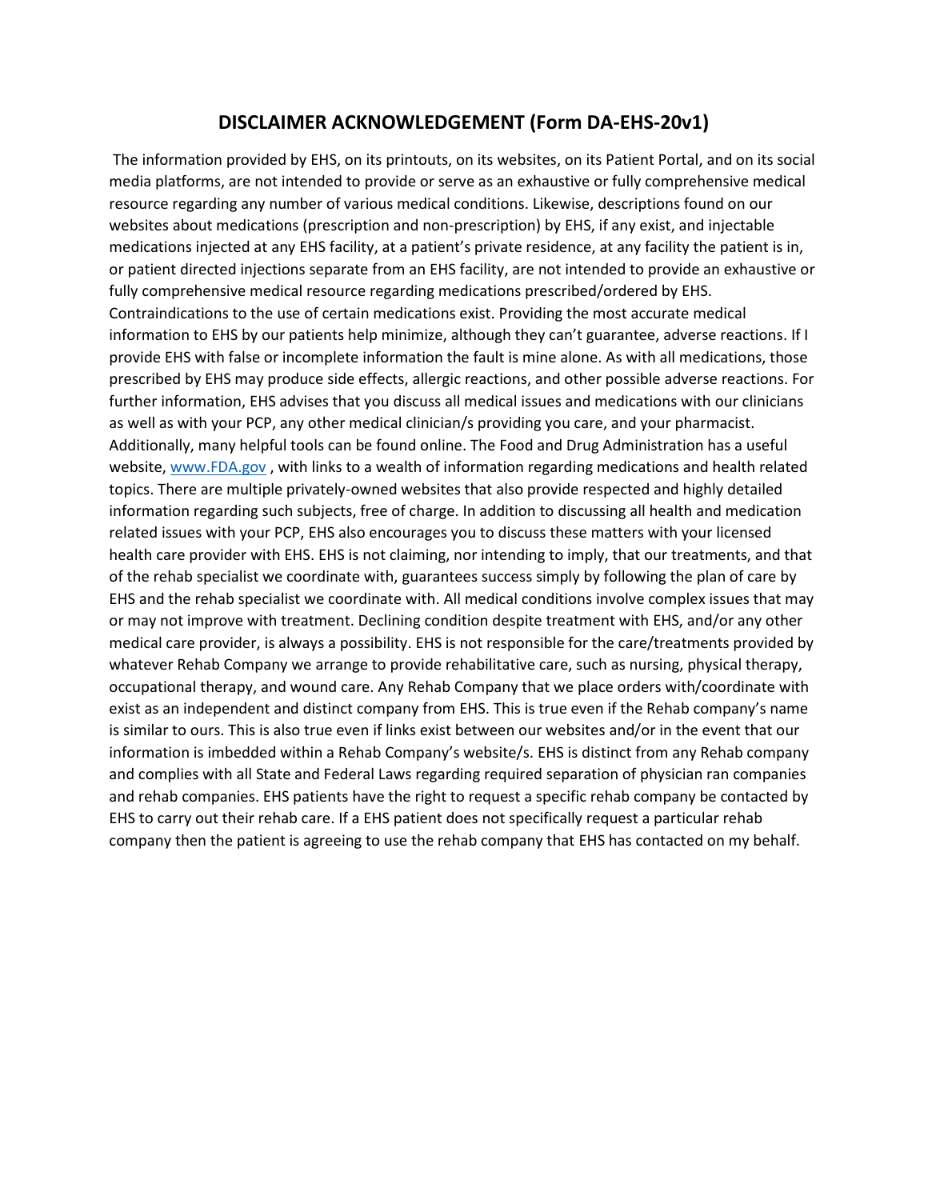# DISCLAIMER ACKNOWLEDGEMENT (Form DA-EHS-20v1)

The information provided by EHS, on its printouts, on its websites, on its Patient Portal, and on its social media platforms, are not intended to provide or serve as an exhaustive or fully comprehensive medical resource regarding any number of various medical conditions. Likewise, descriptions found on our websites about medications (prescription and non-prescription) by EHS, if any exist, and injectable medications injected at any EHS facility, at a patient's private residence, at any facility the patient is in, or patient directed injections separate from an EHS facility, are not intended to provide an exhaustive or fully comprehensive medical resource regarding medications prescribed/ordered by EHS. Contraindications to the use of certain medications exist. Providing the most accurate medical information to EHS by our patients help minimize, although they can't guarantee, adverse reactions. If I provide EHS with false or incomplete information the fault is mine alone. As with all medications, those prescribed by EHS may produce side effects, allergic reactions, and other possible adverse reactions. For further information, EHS advises that you discuss all medical issues and medications with our clinicians as well as with your PCP, any other medical clinician/s providing you care, and your pharmacist. Additionally, many helpful tools can be found online. The Food and Drug Administration has a useful website, [www.FDA.gov](http://www.FDA.gov) , with links to a wealth of information regarding medications and health related topics. There are multiple privately-owned websites that also provide respected and highly detailed information regarding such subjects, free of charge. In addition to discussing all health and medication related issues with your PCP, EHS also encourages you to discuss these matters with your licensed health care provider with EHS. EHS is not claiming, nor intending to imply, that our treatments, and that of the rehab specialist we coordinate with, guarantees success simply by following the plan of care by EHS and the rehab specialist we coordinate with. All medical conditions involve complex issues that may or may not improve with treatment. Declining condition despite treatment with EHS, and/or any other medical care provider, is always a possibility. EHS is not responsible for the care/treatments provided by whatever Rehab Company we arrange to provide rehabilitative care, such as nursing, physical therapy, occupational therapy, and wound care. Any Rehab Company that we place orders with/coordinate with exist as an independent and distinct company from EHS. This is true even if the Rehab company's name is similar to ours. This is also true even if links exist between our websites and/or in the event that our information is imbedded within a Rehab Company's website/s. EHS is distinct from any Rehab company and complies with all State and Federal Laws regarding required separation of physician ran companies and rehab companies. EHS patients have the right to request a specific rehab company be contacted by EHS to carry out their rehab care. If a EHS patient does not specifically request a particular rehab company then the patient is agreeing to use the rehab company that EHS has contacted on my behalf.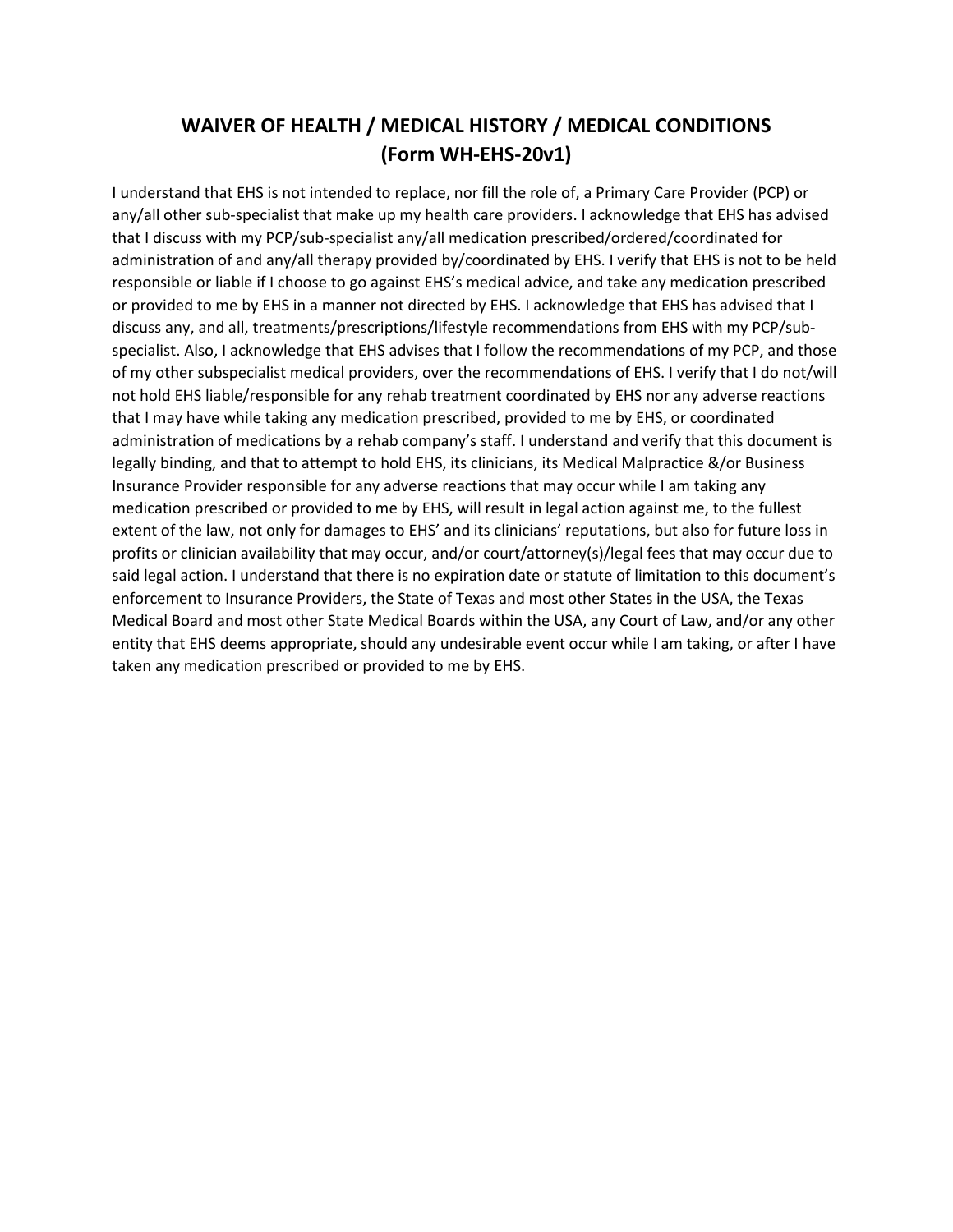## WAIVER OF HEALTH / MEDICAL HISTORY / MEDICAL CONDITIONS (Form WH-EHS-20v1)

I understand that EHS is not intended to replace, nor fill the role of, a Primary Care Provider (PCP) or any/all other sub-specialist that make up my health care providers. I acknowledge that EHS has advised that I discuss with my PCP/sub-specialist any/all medication prescribed/ordered/coordinated for administration of and any/all therapy provided by/coordinated by EHS. I verify that EHS is not to be held responsible or liable if I choose to go against EHS's medical advice, and take any medication prescribed or provided to me by EHS in a manner not directed by EHS. I acknowledge that EHS has advised that I discuss any, and all, treatments/prescriptions/lifestyle recommendations from EHS with my PCP/sub-specialist. Also, I acknowledge that EHS advises that I follow the recommendations of my PCP, and those of my other subspecialist medical providers, over the recommendations of EHS. I verify that I do not/will not hold EHS liable/responsible for any rehab treatment coordinated by EHS nor any adverse reactions that I may have while taking any medication prescribed, provided to me by EHS, or coordinated administration of medications by a rehab company's staff. I understand and verify that this document is legally binding, and that to attempt to hold EHS, its clinicians, its Medical Malpractice &/or Business Insurance Provider responsible for any adverse reactions that may occur while I am taking any medication prescribed or provided to me by EHS, will result in legal action against me, to the fullest extent of the law, not only for damages to EHS' and its clinicians' reputations, but also for future loss in profits or clinician availability that may occur, and/or court/attorney(s)/legal fees that may occur due to said legal action. I understand that there is no expiration date or statute of limitation to this document's enforcement to Insurance Providers, the State of Texas and most other States in the USA, the Texas Medical Board and most other State Medical Boards within the USA, any Court of Law, and/or any other entity that EHS deems appropriate, should any undesirable event occur while I am taking, or after I have taken any medication prescribed or provided to me by EHS.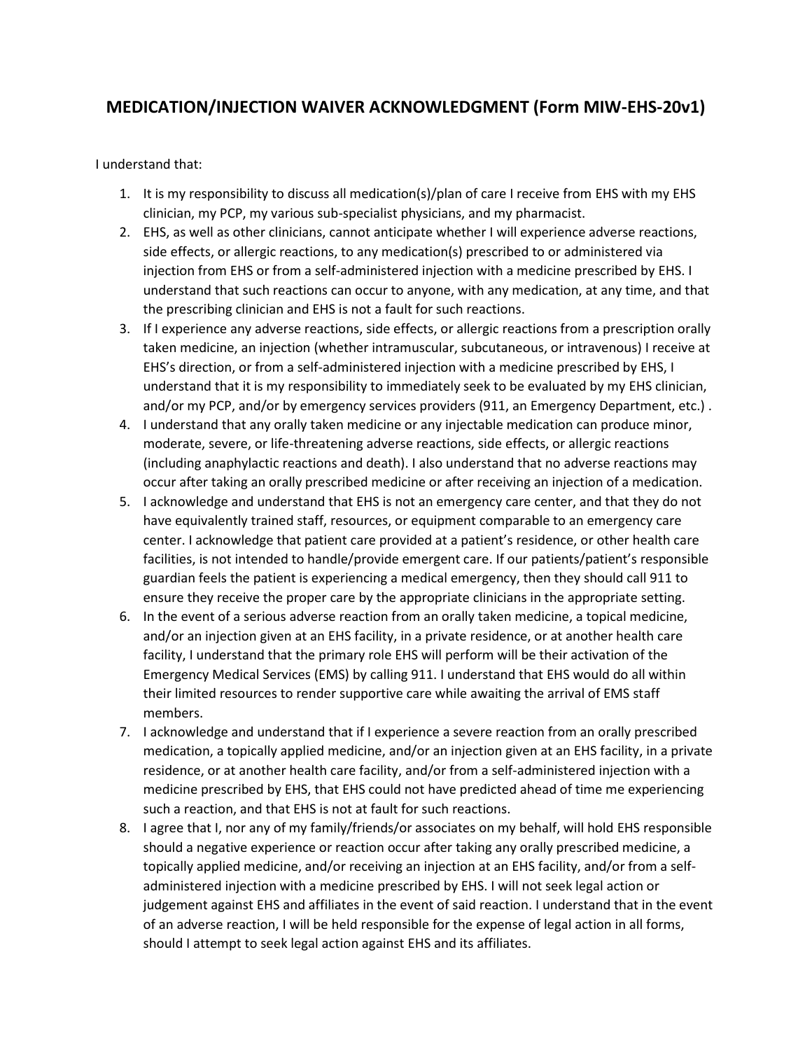## MEDICATION/INJECTION WAIVER ACKNOWLEDGMENT (Form MIW-EHS-20v1)

I understand that:

1. It is my responsibility to discuss all medication(s)/plan of care I receive from EHS with my EHS clinician, my PCP, my various sub-specialist physicians, and my pharmacist.
2. EHS, as well as other clinicians, cannot anticipate whether I will experience adverse reactions, side effects, or allergic reactions, to any medication(s) prescribed to or administered via injection from EHS or from a self-administered injection with a medicine prescribed by EHS. I understand that such reactions can occur to anyone, with any medication, at any time, and that the prescribing clinician and EHS is not a fault for such reactions.
3. If I experience any adverse reactions, side effects, or allergic reactions from a prescription orally taken medicine, an injection (whether intramuscular, subcutaneous, or intravenous) I receive at EHS's direction, or from a self-administered injection with a medicine prescribed by EHS, I understand that it is my responsibility to immediately seek to be evaluated by my EHS clinician, and/or my PCP, and/or by emergency services providers (911, an Emergency Department, etc.) .
4. I understand that any orally taken medicine or any injectable medication can produce minor, moderate, severe, or life-threatening adverse reactions, side effects, or allergic reactions (including anaphylactic reactions and death). I also understand that no adverse reactions may occur after taking an orally prescribed medicine or after receiving an injection of a medication.
5. I acknowledge and understand that EHS is not an emergency care center, and that they do not have equivalently trained staff, resources, or equipment comparable to an emergency care center. I acknowledge that patient care provided at a patient's residence, or other health care facilities, is not intended to handle/provide emergent care. If our patients/patient's responsible guardian feels the patient is experiencing a medical emergency, then they should call 911 to ensure they receive the proper care by the appropriate clinicians in the appropriate setting.
6. In the event of a serious adverse reaction from an orally taken medicine, a topical medicine, and/or an injection given at an EHS facility, in a private residence, or at another health care facility, I understand that the primary role EHS will perform will be their activation of the Emergency Medical Services (EMS) by calling 911. I understand that EHS would do all within their limited resources to render supportive care while awaiting the arrival of EMS staff members.
7. I acknowledge and understand that if I experience a severe reaction from an orally prescribed medication, a topically applied medicine, and/or an injection given at an EHS facility, in a private residence, or at another health care facility, and/or from a self-administered injection with a medicine prescribed by EHS, that EHS could not have predicted ahead of time me experiencing such a reaction, and that EHS is not at fault for such reactions.
8. I agree that I, nor any of my family/friends/or associates on my behalf, will hold EHS responsible should a negative experience or reaction occur after taking any orally prescribed medicine, a topically applied medicine, and/or receiving an injection at an EHS facility, and/or from a self-administered injection with a medicine prescribed by EHS. I will not seek legal action or judgement against EHS and affiliates in the event of said reaction. I understand that in the event of an adverse reaction, I will be held responsible for the expense of legal action in all forms, should I attempt to seek legal action against EHS and its affiliates.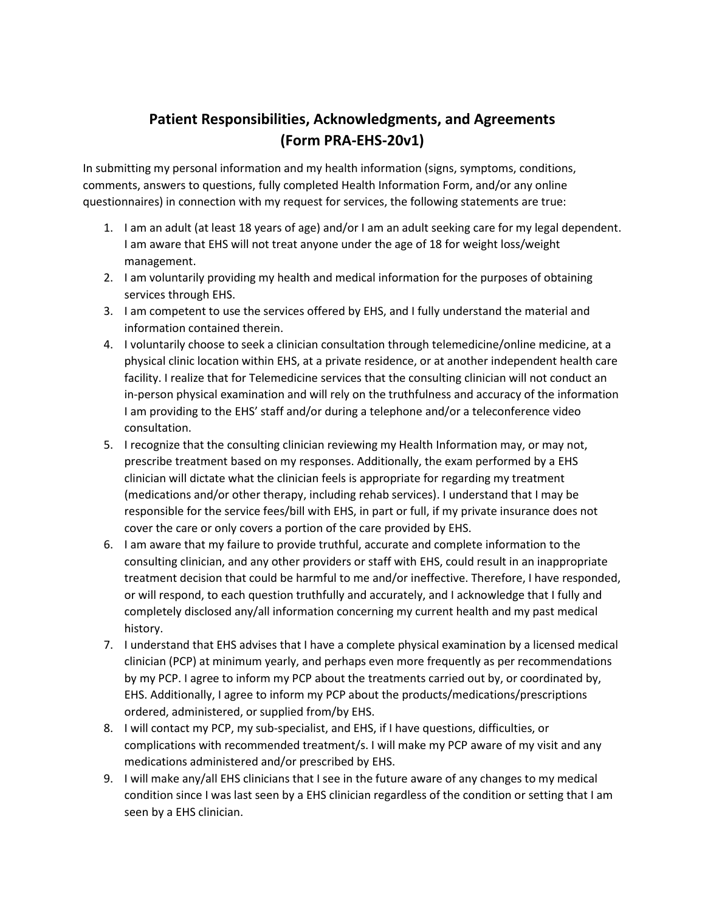# Patient Responsibilities, Acknowledgments, and Agreements (Form PRA-EHS-20v1)

In submitting my personal information and my health information (signs, symptoms, conditions, comments, answers to questions, fully completed Health Information Form, and/or any online questionnaires) in connection with my request for services, the following statements are true:

1. I am an adult (at least 18 years of age) and/or I am an adult seeking care for my legal dependent. I am aware that EHS will not treat anyone under the age of 18 for weight loss/weight management.
2. I am voluntarily providing my health and medical information for the purposes of obtaining services through EHS.
3. I am competent to use the services offered by EHS, and I fully understand the material and information contained therein.
4. I voluntarily choose to seek a clinician consultation through telemedicine/online medicine, at a physical clinic location within EHS, at a private residence, or at another independent health care facility. I realize that for Telemedicine services that the consulting clinician will not conduct an in-person physical examination and will rely on the truthfulness and accuracy of the information I am providing to the EHS' staff and/or during a telephone and/or a teleconference video consultation.
5. I recognize that the consulting clinician reviewing my Health Information may, or may not, prescribe treatment based on my responses. Additionally, the exam performed by a EHS clinician will dictate what the clinician feels is appropriate for regarding my treatment (medications and/or other therapy, including rehab services). I understand that I may be responsible for the service fees/bill with EHS, in part or full, if my private insurance does not cover the care or only covers a portion of the care provided by EHS.
6. I am aware that my failure to provide truthful, accurate and complete information to the consulting clinician, and any other providers or staff with EHS, could result in an inappropriate treatment decision that could be harmful to me and/or ineffective. Therefore, I have responded, or will respond, to each question truthfully and accurately, and I acknowledge that I fully and completely disclosed any/all information concerning my current health and my past medical history.
7. I understand that EHS advises that I have a complete physical examination by a licensed medical clinician (PCP) at minimum yearly, and perhaps even more frequently as per recommendations by my PCP. I agree to inform my PCP about the treatments carried out by, or coordinated by, EHS. Additionally, I agree to inform my PCP about the products/medications/prescriptions ordered, administered, or supplied from/by EHS.
8. I will contact my PCP, my sub-specialist, and EHS, if I have questions, difficulties, or complications with recommended treatment/s. I will make my PCP aware of my visit and any medications administered and/or prescribed by EHS.
9. I will make any/all EHS clinicians that I see in the future aware of any changes to my medical condition since I was last seen by a EHS clinician regardless of the condition or setting that I am seen by a EHS clinician.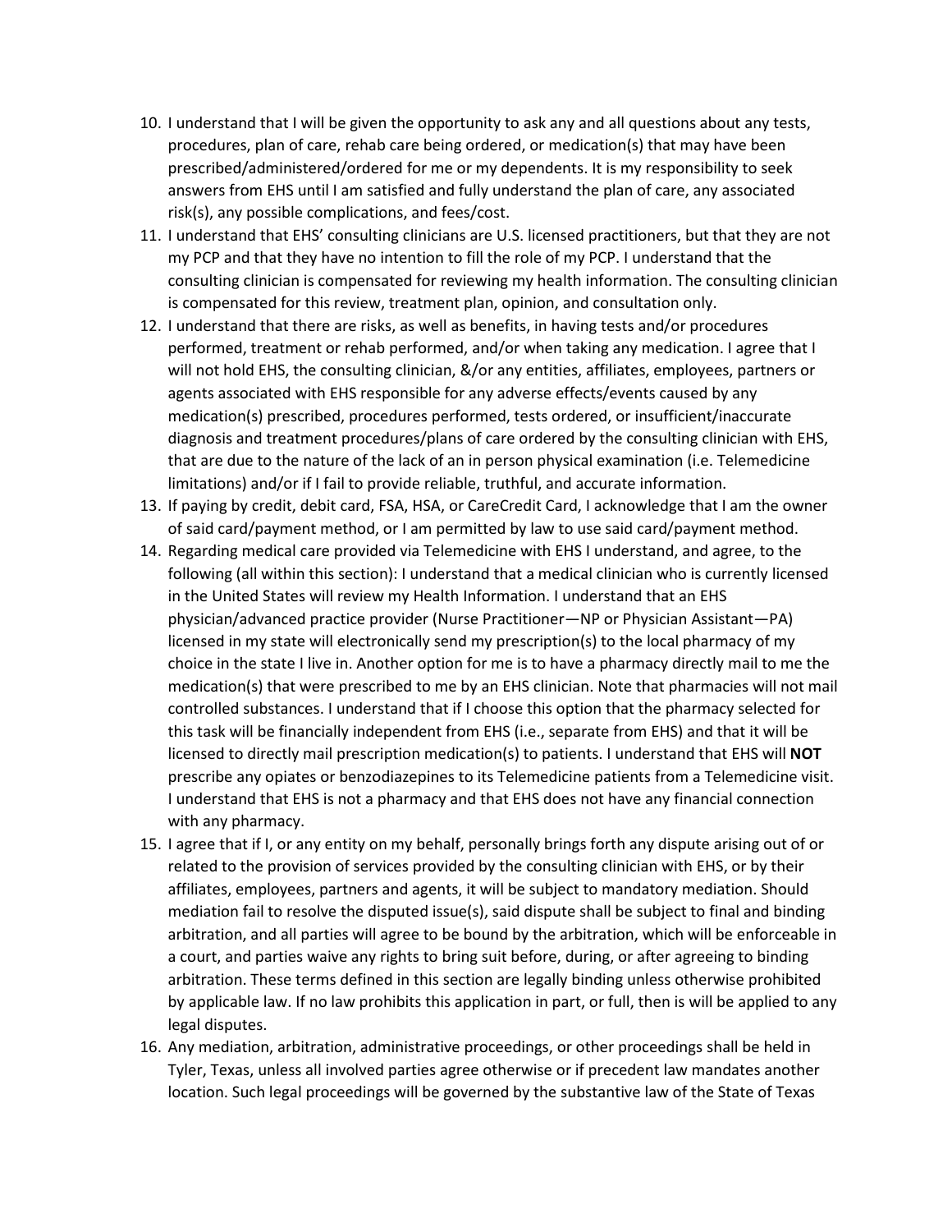10. I understand that I will be given the opportunity to ask any and all questions about any tests, procedures, plan of care, rehab care being ordered, or medication(s) that may have been prescribed/administered/ordered for me or my dependents. It is my responsibility to seek answers from EHS until I am satisfied and fully understand the plan of care, any associated risk(s), any possible complications, and fees/cost.
11. I understand that EHS' consulting clinicians are U.S. licensed practitioners, but that they are not my PCP and that they have no intention to fill the role of my PCP. I understand that the consulting clinician is compensated for reviewing my health information. The consulting clinician is compensated for this review, treatment plan, opinion, and consultation only.
12. I understand that there are risks, as well as benefits, in having tests and/or procedures performed, treatment or rehab performed, and/or when taking any medication. I agree that I will not hold EHS, the consulting clinician, &/or any entities, affiliates, employees, partners or agents associated with EHS responsible for any adverse effects/events caused by any medication(s) prescribed, procedures performed, tests ordered, or insufficient/inaccurate diagnosis and treatment procedures/plans of care ordered by the consulting clinician with EHS, that are due to the nature of the lack of an in person physical examination (i.e. Telemedicine limitations) and/or if I fail to provide reliable, truthful, and accurate information.
13. If paying by credit, debit card, FSA, HSA, or CareCredit Card, I acknowledge that I am the owner of said card/payment method, or I am permitted by law to use said card/payment method.
14. Regarding medical care provided via Telemedicine with EHS I understand, and agree, to the following (all within this section): I understand that a medical clinician who is currently licensed in the United States will review my Health Information. I understand that an EHS physician/advanced practice provider (Nurse Practitioner—NP or Physician Assistant—PA) licensed in my state will electronically send my prescription(s) to the local pharmacy of my choice in the state I live in. Another option for me is to have a pharmacy directly mail to me the medication(s) that were prescribed to me by an EHS clinician. Note that pharmacies will not mail controlled substances. I understand that if I choose this option that the pharmacy selected for this task will be financially independent from EHS (i.e., separate from EHS) and that it will be licensed to directly mail prescription medication(s) to patients. I understand that EHS will **NOT** prescribe any opiates or benzodiazepines to its Telemedicine patients from a Telemedicine visit. I understand that EHS is not a pharmacy and that EHS does not have any financial connection with any pharmacy.
15. I agree that if I, or any entity on my behalf, personally brings forth any dispute arising out of or related to the provision of services provided by the consulting clinician with EHS, or by their affiliates, employees, partners and agents, it will be subject to mandatory mediation. Should mediation fail to resolve the disputed issue(s), said dispute shall be subject to final and binding arbitration, and all parties will agree to be bound by the arbitration, which will be enforceable in a court, and parties waive any rights to bring suit before, during, or after agreeing to binding arbitration. These terms defined in this section are legally binding unless otherwise prohibited by applicable law. If no law prohibits this application in part, or full, then is will be applied to any legal disputes.
16. Any mediation, arbitration, administrative proceedings, or other proceedings shall be held in Tyler, Texas, unless all involved parties agree otherwise or if precedent law mandates another location. Such legal proceedings will be governed by the substantive law of the State of Texas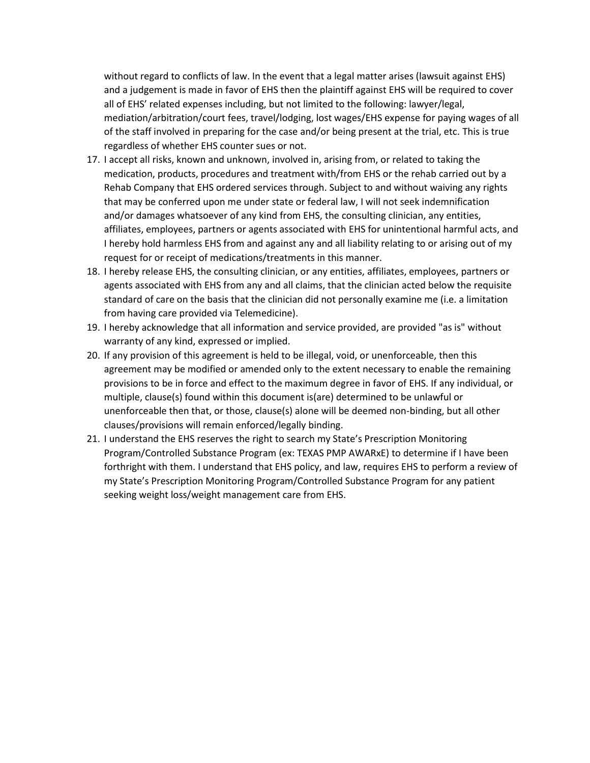without regard to conflicts of law. In the event that a legal matter arises (lawsuit against EHS) and a judgement is made in favor of EHS then the plaintiff against EHS will be required to cover all of EHS' related expenses including, but not limited to the following: lawyer/legal, mediation/arbitration/court fees, travel/lodging, lost wages/EHS expense for paying wages of all of the staff involved in preparing for the case and/or being present at the trial, etc. This is true regardless of whether EHS counter sues or not.

17. I accept all risks, known and unknown, involved in, arising from, or related to taking the medication, products, procedures and treatment with/from EHS or the rehab carried out by a Rehab Company that EHS ordered services through. Subject to and without waiving any rights that may be conferred upon me under state or federal law, I will not seek indemnification and/or damages whatsoever of any kind from EHS, the consulting clinician, any entities, affiliates, employees, partners or agents associated with EHS for unintentional harmful acts, and I hereby hold harmless EHS from and against any and all liability relating to or arising out of my request for or receipt of medications/treatments in this manner.
18. I hereby release EHS, the consulting clinician, or any entities, affiliates, employees, partners or agents associated with EHS from any and all claims, that the clinician acted below the requisite standard of care on the basis that the clinician did not personally examine me (i.e. a limitation from having care provided via Telemedicine).
19. I hereby acknowledge that all information and service provided, are provided "as is" without warranty of any kind, expressed or implied.
20. If any provision of this agreement is held to be illegal, void, or unenforceable, then this agreement may be modified or amended only to the extent necessary to enable the remaining provisions to be in force and effect to the maximum degree in favor of EHS. If any individual, or multiple, clause(s) found within this document is(are) determined to be unlawful or unenforceable then that, or those, clause(s) alone will be deemed non-binding, but all other clauses/provisions will remain enforced/legally binding.
21. I understand the EHS reserves the right to search my State's Prescription Monitoring Program/Controlled Substance Program (ex: TEXAS PMP AWARxE) to determine if I have been forthright with them. I understand that EHS policy, and law, requires EHS to perform a review of my State's Prescription Monitoring Program/Controlled Substance Program for any patient seeking weight loss/weight management care from EHS.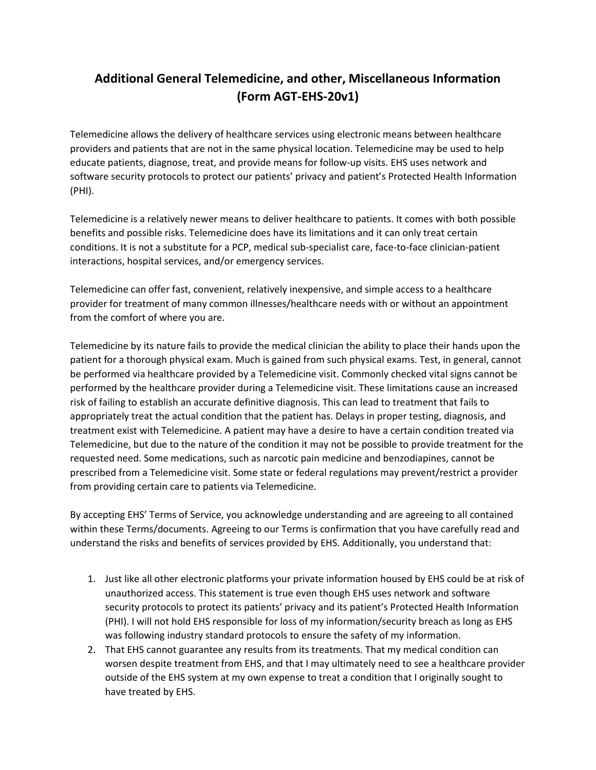# Additional General Telemedicine, and other, Miscellaneous Information (Form AGT-EHS-20v1)

Telemedicine allows the delivery of healthcare services using electronic means between healthcare providers and patients that are not in the same physical location. Telemedicine may be used to help educate patients, diagnose, treat, and provide means for follow-up visits. EHS uses network and software security protocols to protect our patients' privacy and patient's Protected Health Information (PHI).

Telemedicine is a relatively newer means to deliver healthcare to patients. It comes with both possible benefits and possible risks. Telemedicine does have its limitations and it can only treat certain conditions. It is not a substitute for a PCP, medical sub-specialist care, face-to-face clinician-patient interactions, hospital services, and/or emergency services.

Telemedicine can offer fast, convenient, relatively inexpensive, and simple access to a healthcare provider for treatment of many common illnesses/healthcare needs with or without an appointment from the comfort of where you are.

Telemedicine by its nature fails to provide the medical clinician the ability to place their hands upon the patient for a thorough physical exam. Much is gained from such physical exams. Test, in general, cannot be performed via healthcare provided by a Telemedicine visit. Commonly checked vital signs cannot be performed by the healthcare provider during a Telemedicine visit. These limitations cause an increased risk of failing to establish an accurate definitive diagnosis. This can lead to treatment that fails to appropriately treat the actual condition that the patient has. Delays in proper testing, diagnosis, and treatment exist with Telemedicine. A patient may have a desire to have a certain condition treated via Telemedicine, but due to the nature of the condition it may not be possible to provide treatment for the requested need. Some medications, such as narcotic pain medicine and benzodiapines, cannot be prescribed from a Telemedicine visit. Some state or federal regulations may prevent/restrict a provider from providing certain care to patients via Telemedicine.

By accepting EHS' Terms of Service, you acknowledge understanding and are agreeing to all contained within these Terms/documents. Agreeing to our Terms is confirmation that you have carefully read and understand the risks and benefits of services provided by EHS. Additionally, you understand that:

1. Just like all other electronic platforms your private information housed by EHS could be at risk of unauthorized access. This statement is true even though EHS uses network and software security protocols to protect its patients' privacy and its patient's Protected Health Information (PHI). I will not hold EHS responsible for loss of my information/security breach as long as EHS was following industry standard protocols to ensure the safety of my information.
2. That EHS cannot guarantee any results from its treatments. That my medical condition can worsen despite treatment from EHS, and that I may ultimately need to see a healthcare provider outside of the EHS system at my own expense to treat a condition that I originally sought to have treated by EHS.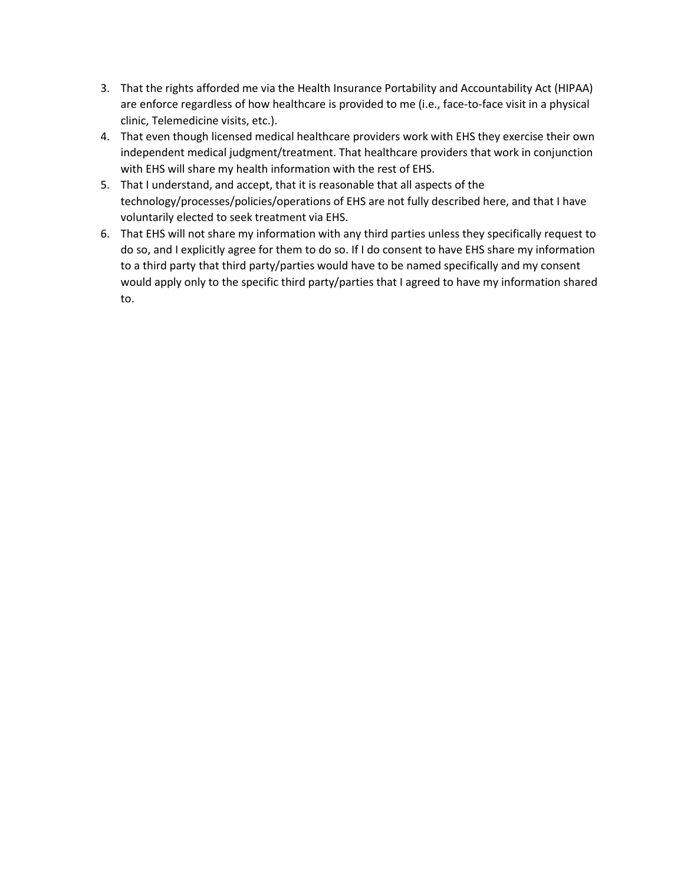3. That the rights afforded me via the Health Insurance Portability and Accountability Act (HIPAA) are enforce regardless of how healthcare is provided to me (i.e., face-to-face visit in a physical clinic, Telemedicine visits, etc.).
4. That even though licensed medical healthcare providers work with EHS they exercise their own independent medical judgment/treatment. That healthcare providers that work in conjunction with EHS will share my health information with the rest of EHS.
5. That I understand, and accept, that it is reasonable that all aspects of the technology/processes/policies/operations of EHS are not fully described here, and that I have voluntarily elected to seek treatment via EHS.
6. That EHS will not share my information with any third parties unless they specifically request to do so, and I explicitly agree for them to do so. If I do consent to have EHS share my information to a third party that third party/parties would have to be named specifically and my consent would apply only to the specific third party/parties that I agreed to have my information shared to.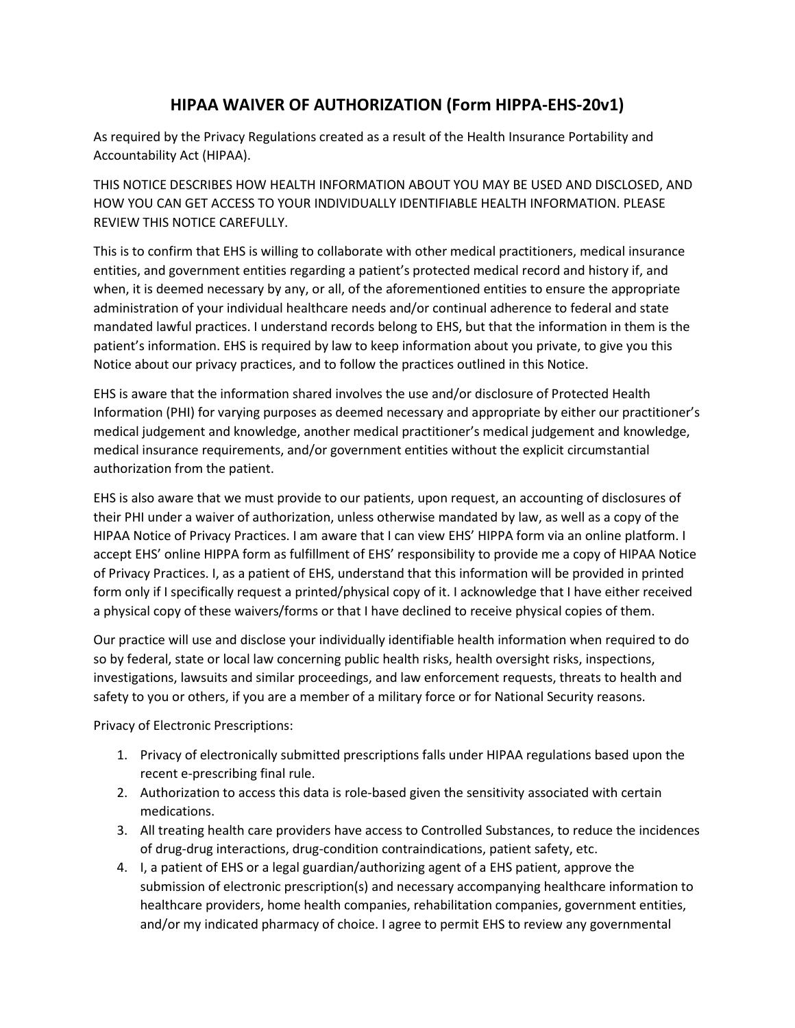# HIPAA WAIVER OF AUTHORIZATION (Form HIPPA-EHS-20v1)

As required by the Privacy Regulations created as a result of the Health Insurance Portability and Accountability Act (HIPAA).

THIS NOTICE DESCRIBES HOW HEALTH INFORMATION ABOUT YOU MAY BE USED AND DISCLOSED, AND HOW YOU CAN GET ACCESS TO YOUR INDIVIDUALLY IDENTIFIABLE HEALTH INFORMATION. PLEASE REVIEW THIS NOTICE CAREFULLY.

This is to confirm that EHS is willing to collaborate with other medical practitioners, medical insurance entities, and government entities regarding a patient's protected medical record and history if, and when, it is deemed necessary by any, or all, of the aforementioned entities to ensure the appropriate administration of your individual healthcare needs and/or continual adherence to federal and state mandated lawful practices. I understand records belong to EHS, but that the information in them is the patient's information. EHS is required by law to keep information about you private, to give you this Notice about our privacy practices, and to follow the practices outlined in this Notice.

EHS is aware that the information shared involves the use and/or disclosure of Protected Health Information (PHI) for varying purposes as deemed necessary and appropriate by either our practitioner's medical judgement and knowledge, another medical practitioner's medical judgement and knowledge, medical insurance requirements, and/or government entities without the explicit circumstantial authorization from the patient.

EHS is also aware that we must provide to our patients, upon request, an accounting of disclosures of their PHI under a waiver of authorization, unless otherwise mandated by law, as well as a copy of the HIPAA Notice of Privacy Practices. I am aware that I can view EHS' HIPPA form via an online platform. I accept EHS' online HIPPA form as fulfillment of EHS' responsibility to provide me a copy of HIPAA Notice of Privacy Practices. I, as a patient of EHS, understand that this information will be provided in printed form only if I specifically request a printed/physical copy of it. I acknowledge that I have either received a physical copy of these waivers/forms or that I have declined to receive physical copies of them.

Our practice will use and disclose your individually identifiable health information when required to do so by federal, state or local law concerning public health risks, health oversight risks, inspections, investigations, lawsuits and similar proceedings, and law enforcement requests, threats to health and safety to you or others, if you are a member of a military force or for National Security reasons.

Privacy of Electronic Prescriptions:

1. Privacy of electronically submitted prescriptions falls under HIPAA regulations based upon the recent e-prescribing final rule.
2. Authorization to access this data is role-based given the sensitivity associated with certain medications.
3. All treating health care providers have access to Controlled Substances, to reduce the incidences of drug-drug interactions, drug-condition contraindications, patient safety, etc.
4. I, a patient of EHS or a legal guardian/authorizing agent of a EHS patient, approve the submission of electronic prescription(s) and necessary accompanying healthcare information to healthcare providers, home health companies, rehabilitation companies, government entities, and/or my indicated pharmacy of choice. I agree to permit EHS to review any governmental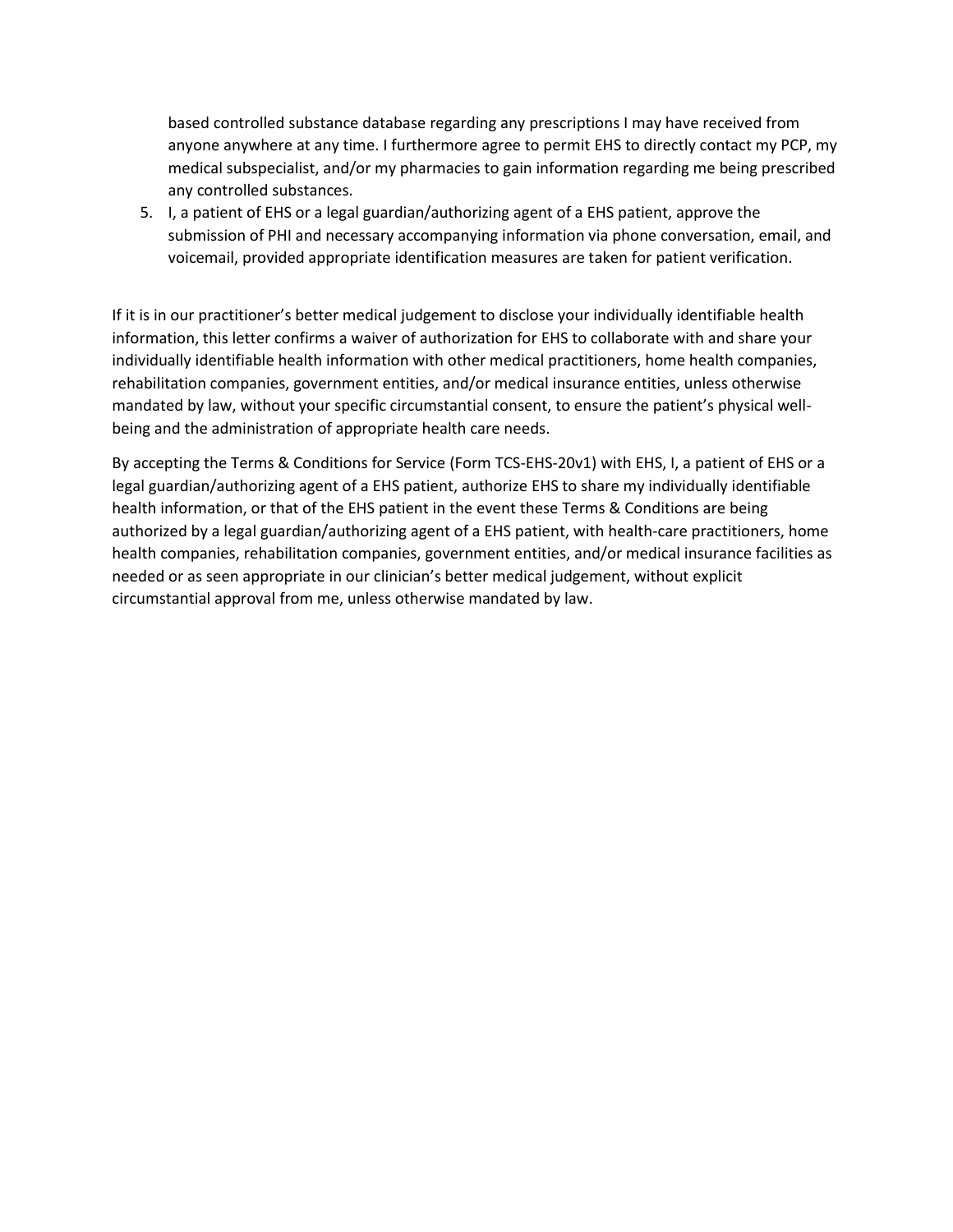based controlled substance database regarding any prescriptions I may have received from anyone anywhere at any time. I furthermore agree to permit EHS to directly contact my PCP, my medical subspecialist, and/or my pharmacies to gain information regarding me being prescribed any controlled substances.

5. I, a patient of EHS or a legal guardian/authorizing agent of a EHS patient, approve the submission of PHI and necessary accompanying information via phone conversation, email, and voicemail, provided appropriate identification measures are taken for patient verification.

If it is in our practitioner's better medical judgement to disclose your individually identifiable health information, this letter confirms a waiver of authorization for EHS to collaborate with and share your individually identifiable health information with other medical practitioners, home health companies, rehabilitation companies, government entities, and/or medical insurance entities, unless otherwise mandated by law, without your specific circumstantial consent, to ensure the patient's physical well-being and the administration of appropriate health care needs.

By accepting the Terms & Conditions for Service (Form TCS-EHS-20v1) with EHS, I, a patient of EHS or a legal guardian/authorizing agent of a EHS patient, authorize EHS to share my individually identifiable health information, or that of the EHS patient in the event these Terms & Conditions are being authorized by a legal guardian/authorizing agent of a EHS patient, with health-care practitioners, home health companies, rehabilitation companies, government entities, and/or medical insurance facilities as needed or as seen appropriate in our clinician's better medical judgement, without explicit circumstantial approval from me, unless otherwise mandated by law.